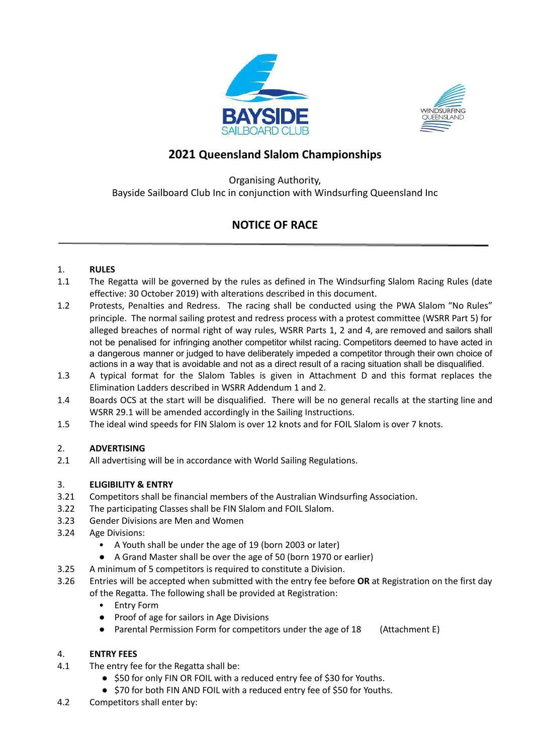BAYSIDE SAILBOARD CLUB

WINDSURFING QUEENSLAND

# 2021 Queensland Slalom Championships

Organising Authority,
Bayside Sailboard Club Inc in conjunction with Windsurfing Queensland Inc

## NOTICE OF RACE

---

1. **RULES**

1.1 The Regatta will be governed by the rules as defined in The Windsurfing Slalom Racing Rules (date effective: 30 October 2019) with alterations described in this document.

1.2 Protests, Penalties and Redress. The racing shall be conducted using the PWA Slalom "No Rules" principle. The normal sailing protest and redress process with a protest committee (WSRR Part 5) for alleged breaches of normal right of way rules, WSRR Parts 1, 2 and 4, are removed and sailors shall not be penalised for infringing another competitor whilst racing. Competitors deemed to have acted in a dangerous manner or judged to have deliberately impeded a competitor through their own choice of actions in a way that is avoidable and not as a direct result of a racing situation shall be disqualified.

1.3 A typical format for the Slalom Tables is given in Attachment D and this format replaces the Elimination Ladders described in WSRR Addendum 1 and 2.

1.4 Boards OCS at the start will be disqualified. There will be no general recalls at the starting line and WSRR 29.1 will be amended accordingly in the Sailing Instructions.

1.5 The ideal wind speeds for FIN Slalom is over 12 knots and for FOIL Slalom is over 7 knots.

2. **ADVERTISING**

2.1 All advertising will be in accordance with World Sailing Regulations.

3. **ELIGIBILITY & ENTRY**

3.21 Competitors shall be financial members of the Australian Windsurfing Association.

3.22 The participating Classes shall be FIN Slalom and FOIL Slalom.

3.23 Gender Divisions are Men and Women

3.24 Age Divisions:
- A Youth shall be under the age of 19 (born 2003 or later)
- A Grand Master shall be over the age of 50 (born 1970 or earlier)

3.25 A minimum of 5 competitors is required to constitute a Division.

3.26 Entries will be accepted when submitted with the entry fee before **OR** at Registration on the first day of the Regatta. The following shall be provided at Registration:
- Entry Form
- Proof of age for sailors in Age Divisions
- Parental Permission Form for competitors under the age of 18 (Attachment E)

4. **ENTRY FEES**

4.1 The entry fee for the Regatta shall be:
- $50 for only FIN OR FOIL with a reduced entry fee of $30 for Youths.
- $70 for both FIN AND FOIL with a reduced entry fee of $50 for Youths.

4.2 Competitors shall enter by: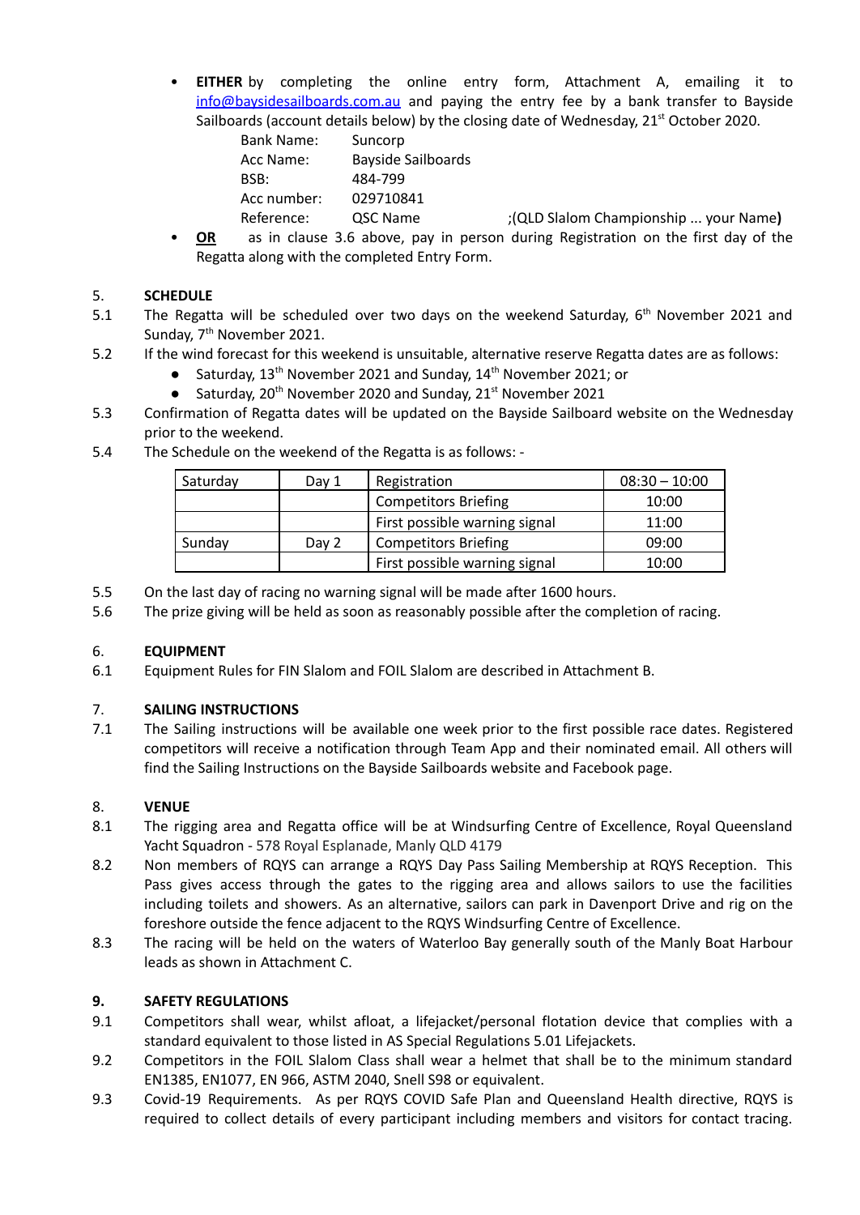- **EITHER** by completing the online entry form, Attachment A, emailing it to info@baysidesailboards.com.au and paying the entry fee by a bank transfer to Bayside Sailboards (account details below) by the closing date of Wednesday, 21st October 2020.

  | | | |
  |---|---|---|
  | Bank Name: | Suncorp | |
  | Acc Name: | Bayside Sailboards | |
  | BSB: | 484-799 | |
  | Acc number: | 029710841 | |
  | Reference: | QSC Name | ;(QLD Slalom Championship ... your Name**)** |

- **OR** as in clause 3.6 above, pay in person during Registration on the first day of the Regatta along with the completed Entry Form.

## 5. SCHEDULE

5.1 The Regatta will be scheduled over two days on the weekend Saturday, 6th November 2021 and Sunday, 7th November 2021.

5.2 If the wind forecast for this weekend is unsuitable, alternative reserve Regatta dates are as follows:

- Saturday, 13th November 2021 and Sunday, 14th November 2021; or
- Saturday, 20th November 2020 and Sunday, 21st November 2021

5.3 Confirmation of Regatta dates will be updated on the Bayside Sailboard website on the Wednesday prior to the weekend.

5.4 The Schedule on the weekend of the Regatta is as follows: -

| Saturday | Day 1 | Registration | 08:30 – 10:00 |
|---|---|---|---|
| | | Competitors Briefing | 10:00 |
| | | First possible warning signal | 11:00 |
| Sunday | Day 2 | Competitors Briefing | 09:00 |
| | | First possible warning signal | 10:00 |

5.5 On the last day of racing no warning signal will be made after 1600 hours.

5.6 The prize giving will be held as soon as reasonably possible after the completion of racing.

## 6. EQUIPMENT

6.1 Equipment Rules for FIN Slalom and FOIL Slalom are described in Attachment B.

## 7. SAILING INSTRUCTIONS

7.1 The Sailing instructions will be available one week prior to the first possible race dates. Registered competitors will receive a notification through Team App and their nominated email. All others will find the Sailing Instructions on the Bayside Sailboards website and Facebook page.

## 8. VENUE

8.1 The rigging area and Regatta office will be at Windsurfing Centre of Excellence, Royal Queensland Yacht Squadron - 578 Royal Esplanade, Manly QLD 4179

8.2 Non members of RQYS can arrange a RQYS Day Pass Sailing Membership at RQYS Reception. This Pass gives access through the gates to the rigging area and allows sailors to use the facilities including toilets and showers. As an alternative, sailors can park in Davenport Drive and rig on the foreshore outside the fence adjacent to the RQYS Windsurfing Centre of Excellence.

8.3 The racing will be held on the waters of Waterloo Bay generally south of the Manly Boat Harbour leads as shown in Attachment C.

## 9. SAFETY REGULATIONS

9.1 Competitors shall wear, whilst afloat, a lifejacket/personal flotation device that complies with a standard equivalent to those listed in AS Special Regulations 5.01 Lifejackets.

9.2 Competitors in the FOIL Slalom Class shall wear a helmet that shall be to the minimum standard EN1385, EN1077, EN 966, ASTM 2040, Snell S98 or equivalent.

9.3 Covid-19 Requirements. As per RQYS COVID Safe Plan and Queensland Health directive, RQYS is required to collect details of every participant including members and visitors for contact tracing.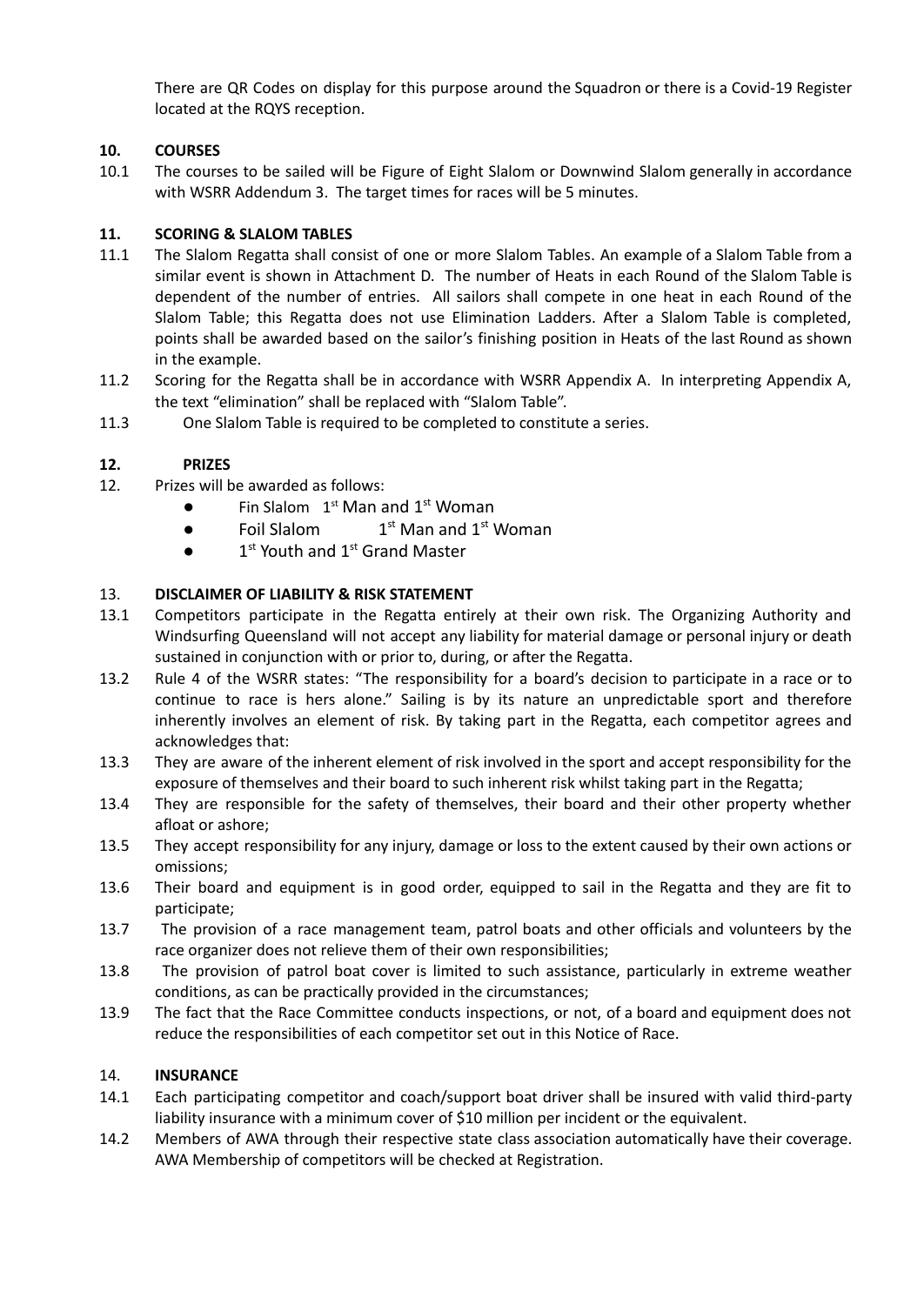There are QR Codes on display for this purpose around the Squadron or there is a Covid-19 Register located at the RQYS reception.

## 10. COURSES

10.1 The courses to be sailed will be Figure of Eight Slalom or Downwind Slalom generally in accordance with WSRR Addendum 3. The target times for races will be 5 minutes.

## 11. SCORING & SLALOM TABLES

11.1 The Slalom Regatta shall consist of one or more Slalom Tables. An example of a Slalom Table from a similar event is shown in Attachment D. The number of Heats in each Round of the Slalom Table is dependent of the number of entries. All sailors shall compete in one heat in each Round of the Slalom Table; this Regatta does not use Elimination Ladders. After a Slalom Table is completed, points shall be awarded based on the sailor's finishing position in Heats of the last Round as shown in the example.

11.2 Scoring for the Regatta shall be in accordance with WSRR Appendix A. In interpreting Appendix A, the text "elimination" shall be replaced with "Slalom Table".

11.3 One Slalom Table is required to be completed to constitute a series.

## 12. PRIZES

12. Prizes will be awarded as follows:

- Fin Slalom 1st Man and 1st Woman
- Foil Slalom 1st Man and 1st Woman
- 1st Youth and 1st Grand Master

## 13. DISCLAIMER OF LIABILITY & RISK STATEMENT

13.1 Competitors participate in the Regatta entirely at their own risk. The Organizing Authority and Windsurfing Queensland will not accept any liability for material damage or personal injury or death sustained in conjunction with or prior to, during, or after the Regatta.

13.2 Rule 4 of the WSRR states: "The responsibility for a board's decision to participate in a race or to continue to race is hers alone." Sailing is by its nature an unpredictable sport and therefore inherently involves an element of risk. By taking part in the Regatta, each competitor agrees and acknowledges that:

13.3 They are aware of the inherent element of risk involved in the sport and accept responsibility for the exposure of themselves and their board to such inherent risk whilst taking part in the Regatta;

13.4 They are responsible for the safety of themselves, their board and their other property whether afloat or ashore;

13.5 They accept responsibility for any injury, damage or loss to the extent caused by their own actions or omissions;

13.6 Their board and equipment is in good order, equipped to sail in the Regatta and they are fit to participate;

13.7 The provision of a race management team, patrol boats and other officials and volunteers by the race organizer does not relieve them of their own responsibilities;

13.8 The provision of patrol boat cover is limited to such assistance, particularly in extreme weather conditions, as can be practically provided in the circumstances;

13.9 The fact that the Race Committee conducts inspections, or not, of a board and equipment does not reduce the responsibilities of each competitor set out in this Notice of Race.

## 14. INSURANCE

14.1 Each participating competitor and coach/support boat driver shall be insured with valid third-party liability insurance with a minimum cover of $10 million per incident or the equivalent.

14.2 Members of AWA through their respective state class association automatically have their coverage. AWA Membership of competitors will be checked at Registration.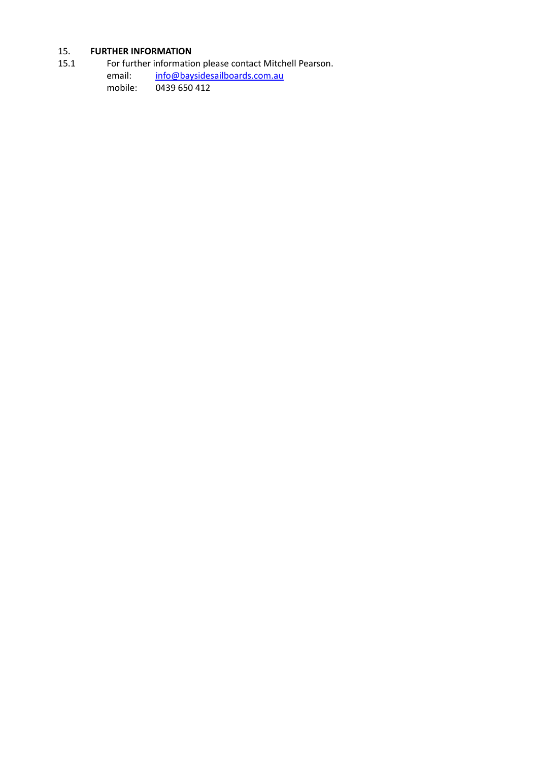## 15. FURTHER INFORMATION

15.1 For further information please contact Mitchell Pearson.

email: info@baysidesailboards.com.au

mobile: 0439 650 412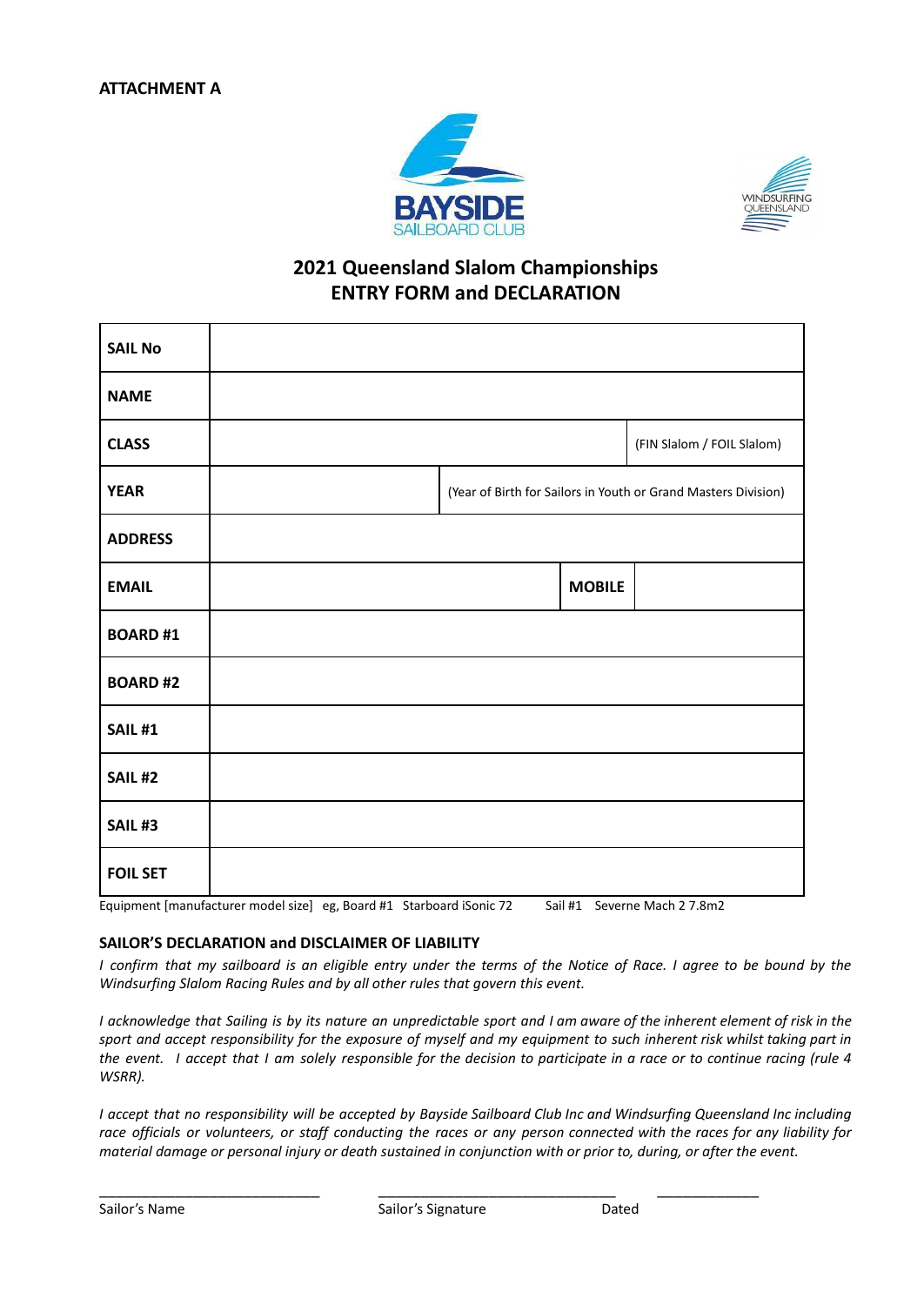**ATTACHMENT A**

BAYSIDE SAILBOARD CLUB

WINDSURFING QUEENSLAND

## 2021 Queensland Slalom Championships
## ENTRY FORM and DECLARATION

| | | | |
|---|---|---|---|
| **SAIL No** | | | |
| **NAME** | | | |
| **CLASS** | | | (FIN Slalom / FOIL Slalom) |
| **YEAR** | | (Year of Birth for Sailors in Youth or Grand Masters Division) | |
| **ADDRESS** | | | |
| **EMAIL** | | **MOBILE** | |
| **BOARD #1** | | | |
| **BOARD #2** | | | |
| **SAIL #1** | | | |
| **SAIL #2** | | | |
| **SAIL #3** | | | |
| **FOIL SET** | | | |

Equipment [manufacturer model size] eg, Board #1 Starboard iSonic 72 Sail #1 Severne Mach 2 7.8m2

### SAILOR'S DECLARATION and DISCLAIMER OF LIABILITY

*I confirm that my sailboard is an eligible entry under the terms of the Notice of Race. I agree to be bound by the Windsurfing Slalom Racing Rules and by all other rules that govern this event.*

*I acknowledge that Sailing is by its nature an unpredictable sport and I am aware of the inherent element of risk in the sport and accept responsibility for the exposure of myself and my equipment to such inherent risk whilst taking part in the event. I accept that I am solely responsible for the decision to participate in a race or to continue racing (rule 4 WSRR).*

*I accept that no responsibility will be accepted by Bayside Sailboard Club Inc and Windsurfing Queensland Inc including race officials or volunteers, or staff conducting the races or any person connected with the races for any liability for material damage or personal injury or death sustained in conjunction with or prior to, during, or after the event.*

\_\_\_\_\_\_\_\_\_\_\_\_\_\_\_\_\_\_\_\_\_\_\_\_\_\_\_\_ \_\_\_\_\_\_\_\_\_\_\_\_\_\_\_\_\_\_\_\_\_\_\_\_\_\_\_\_\_\_ \_\_\_\_\_\_\_\_\_\_\_\_\_

Sailor's Name Sailor's Signature Dated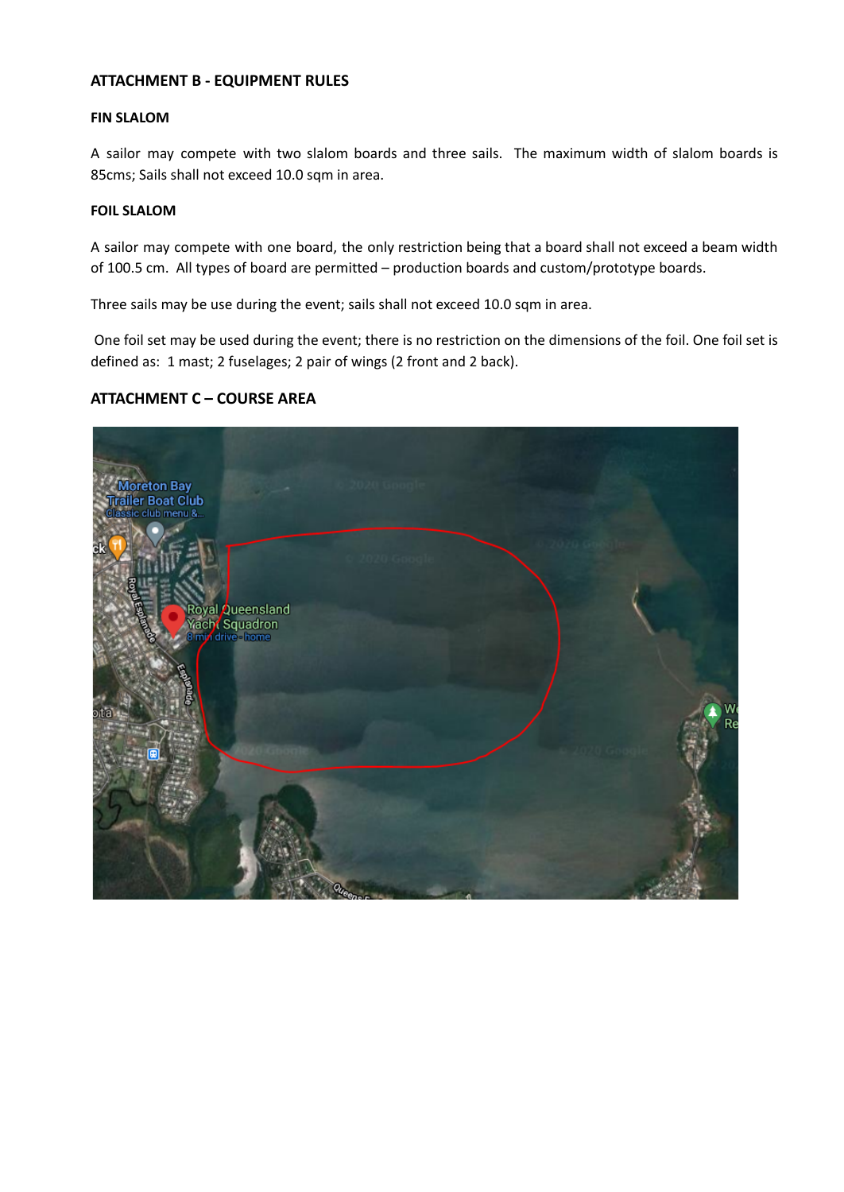## ATTACHMENT B - EQUIPMENT RULES

### FIN SLALOM

A sailor may compete with two slalom boards and three sails. The maximum width of slalom boards is 85cms; Sails shall not exceed 10.0 sqm in area.

### FOIL SLALOM

A sailor may compete with one board, the only restriction being that a board shall not exceed a beam width of 100.5 cm. All types of board are permitted – production boards and custom/prototype boards.

Three sails may be use during the event; sails shall not exceed 10.0 sqm in area.

One foil set may be used during the event; there is no restriction on the dimensions of the foil. One foil set is defined as: 1 mast; 2 fuselages; 2 pair of wings (2 front and 2 back).

## ATTACHMENT C – COURSE AREA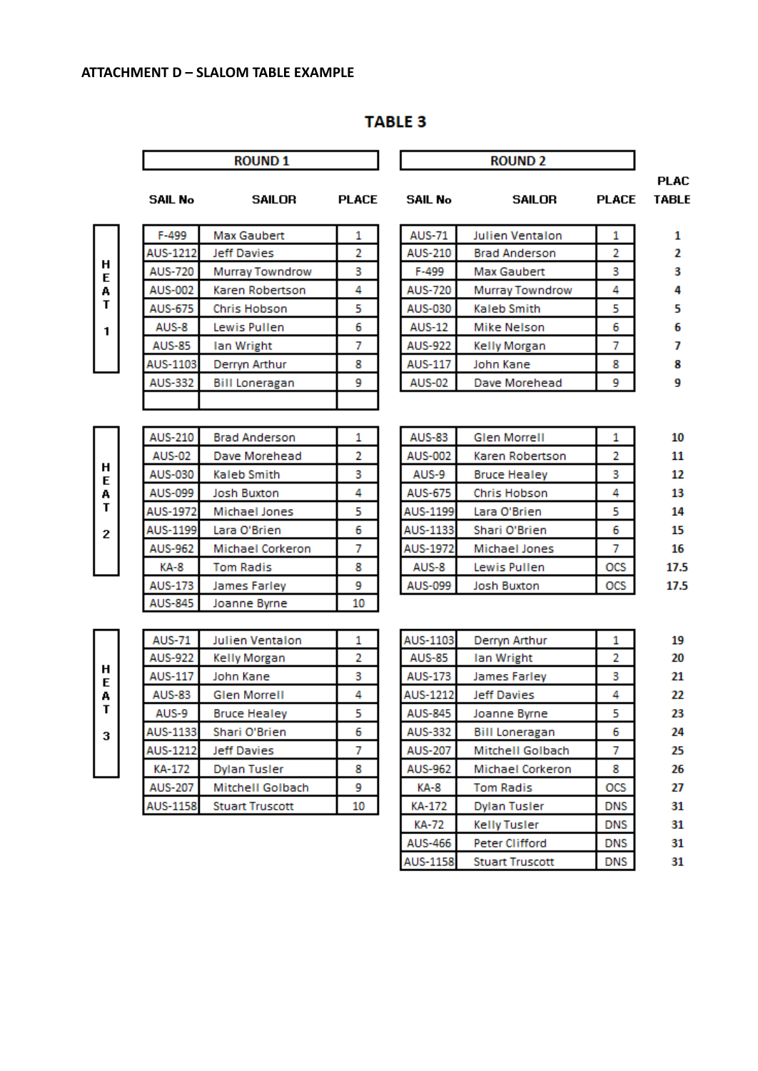**ATTACHMENT D – SLALOM TABLE EXAMPLE**

## TABLE 3

| HEAT | ROUND 1 SAIL No | ROUND 1 SAILOR | ROUND 1 PLACE | ROUND 2 SAIL No | ROUND 2 SAILOR | ROUND 2 PLACE | PLAC TABLE |
|---|---|---|---|---|---|---|---|
| HEAT 1 | F-499 | Max Gaubert | 1 | AUS-71 | Julien Ventalon | 1 | 1 |
| | AUS-1212 | Jeff Davies | 2 | AUS-210 | Brad Anderson | 2 | 2 |
| | AUS-720 | Murray Towndrow | 3 | F-499 | Max Gaubert | 3 | 3 |
| | AUS-002 | Karen Robertson | 4 | AUS-720 | Murray Towndrow | 4 | 4 |
| | AUS-675 | Chris Hobson | 5 | AUS-030 | Kaleb Smith | 5 | 5 |
| | AUS-8 | Lewis Pullen | 6 | AUS-12 | Mike Nelson | 6 | 6 |
| | AUS-85 | Ian Wright | 7 | AUS-922 | Kelly Morgan | 7 | 7 |
| | AUS-1103 | Derryn Arthur | 8 | AUS-117 | John Kane | 8 | 8 |
| | AUS-332 | Bill Loneragan | 9 | AUS-02 | Dave Morehead | 9 | 9 |
| | | | | | | | |
| HEAT 2 | AUS-210 | Brad Anderson | 1 | AUS-83 | Glen Morrell | 1 | 10 |
| | AUS-02 | Dave Morehead | 2 | AUS-002 | Karen Robertson | 2 | 11 |
| | AUS-030 | Kaleb Smith | 3 | AUS-9 | Bruce Healey | 3 | 12 |
| | AUS-099 | Josh Buxton | 4 | AUS-675 | Chris Hobson | 4 | 13 |
| | AUS-1972 | Michael Jones | 5 | AUS-1199 | Lara O'Brien | 5 | 14 |
| | AUS-1199 | Lara O'Brien | 6 | AUS-1133 | Shari O'Brien | 6 | 15 |
| | AUS-962 | Michael Corkeron | 7 | AUS-1972 | Michael Jones | 7 | 16 |
| | KA-8 | Tom Radis | 8 | AUS-8 | Lewis Pullen | OCS | 17.5 |
| | AUS-173 | James Farley | 9 | AUS-099 | Josh Buxton | OCS | 17.5 |
| | AUS-845 | Joanne Byrne | 10 | | | | |
| HEAT 3 | AUS-71 | Julien Ventalon | 1 | AUS-1103 | Derryn Arthur | 1 | 19 |
| | AUS-922 | Kelly Morgan | 2 | AUS-85 | Ian Wright | 2 | 20 |
| | AUS-117 | John Kane | 3 | AUS-173 | James Farley | 3 | 21 |
| | AUS-83 | Glen Morrell | 4 | AUS-1212 | Jeff Davies | 4 | 22 |
| | AUS-9 | Bruce Healey | 5 | AUS-845 | Joanne Byrne | 5 | 23 |
| | AUS-1133 | Shari O'Brien | 6 | AUS-332 | Bill Loneragan | 6 | 24 |
| | AUS-1212 | Jeff Davies | 7 | AUS-207 | Mitchell Golbach | 7 | 25 |
| | KA-172 | Dylan Tusler | 8 | AUS-962 | Michael Corkeron | 8 | 26 |
| | AUS-207 | Mitchell Golbach | 9 | KA-8 | Tom Radis | OCS | 27 |
| | AUS-1158 | Stuart Truscott | 10 | KA-172 | Dylan Tusler | DNS | 31 |
| | | | | KA-72 | Kelly Tusler | DNS | 31 |
| | | | | AUS-466 | Peter Clifford | DNS | 31 |
| | | | | AUS-1158 | Stuart Truscott | DNS | 31 |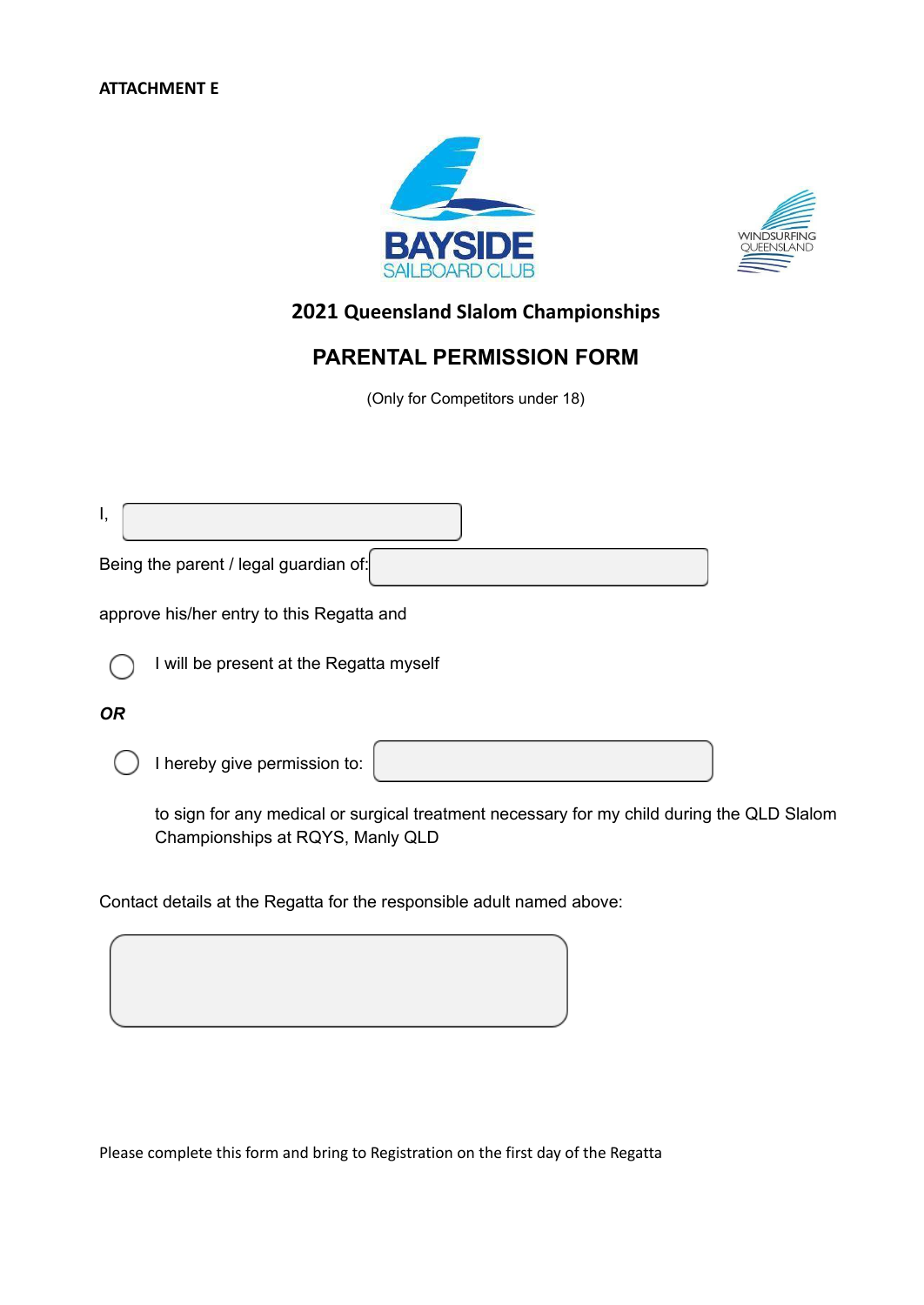**ATTACHMENT E**

BAYSIDE SAILBOARD CLUB

WINDSURFING QUEENSLAND

## 2021 Queensland Slalom Championships

## PARENTAL PERMISSION FORM

(Only for Competitors under 18)

I, ______________________________

Being the parent / legal guardian of: ______________________________

approve his/her entry to this Regatta and

- ◯ I will be present at the Regatta myself

***OR***

- ◯ I hereby give permission to: ______________________________

  to sign for any medical or surgical treatment necessary for my child during the QLD Slalom Championships at RQYS, Manly QLD

Contact details at the Regatta for the responsible adult named above:

______________________________

Please complete this form and bring to Registration on the first day of the Regatta